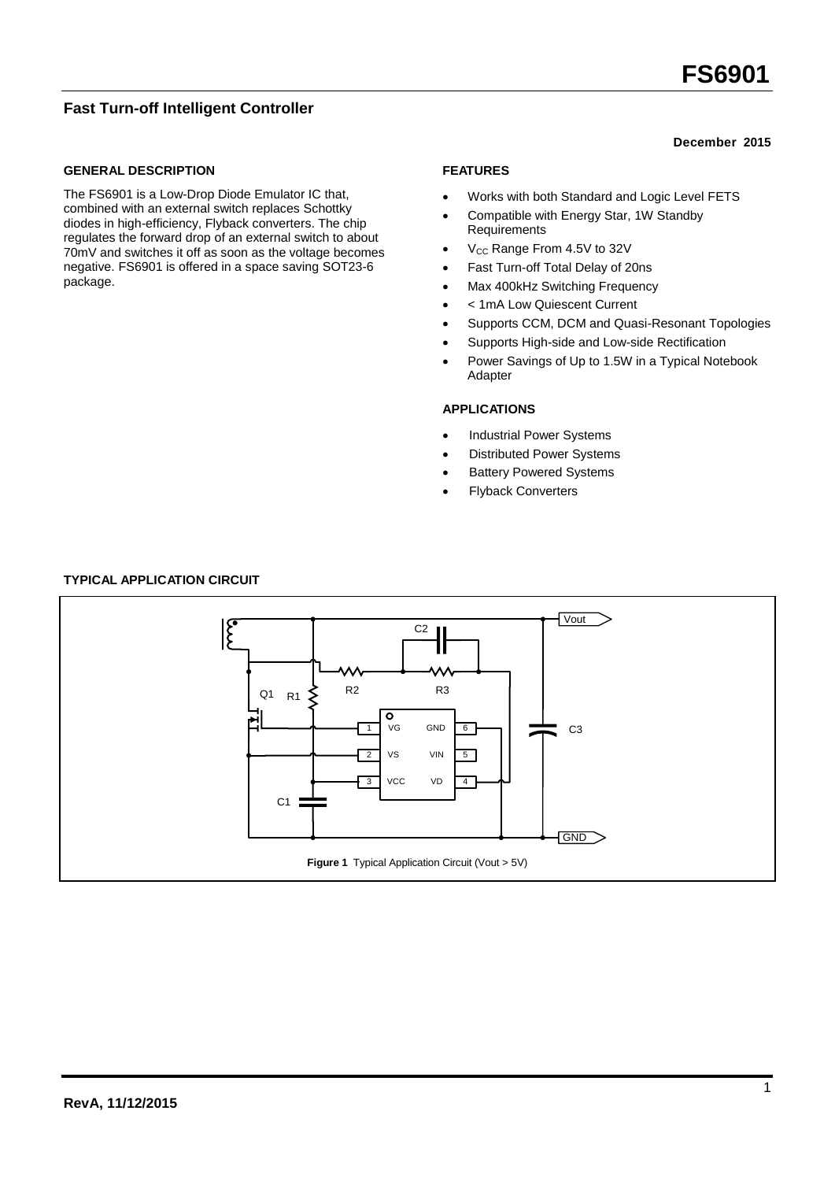# FS6901

## Fast Turn-off Intelligent Controller

**December 2015**

### GENERAL DESCRIPTION

The FS6901 is a Low-Drop Diode Emulator IC that, combined with an external switch replaces Schottky diodes in high-efficiency, Flyback converters. The chip regulates the forward drop of an external switch to about 70mV and switches it off as soon as the voltage becomes negative. FS6901 is offered in a space saving SOT23-6 package.

### FEATURES

- Works with both Standard and Logic Level FETS
- Compatible with Energy Star, 1W Standby Requirements
- $V_{CC}$ Range From 4.5V to 32V
- Fast Turn-off Total Delay of 20ns
- Max 400kHz Switching Frequency
- < 1mA Low Quiescent Current
- Supports CCM, DCM and Quasi-Resonant Topologies
- Supports High-side and Low-side Rectification
- Power Savings of Up to 1.5W in a Typical Notebook Adapter

### APPLICATIONS

- Industrial Power Systems
- Distributed Power Systems
- Battery Powered Systems
- Flyback Converters

### TYPICAL APPLICATION CIRCUIT

**Figure 1** Typical Application Circuit (Vout > 5V)

**RevA, 11/12/2015**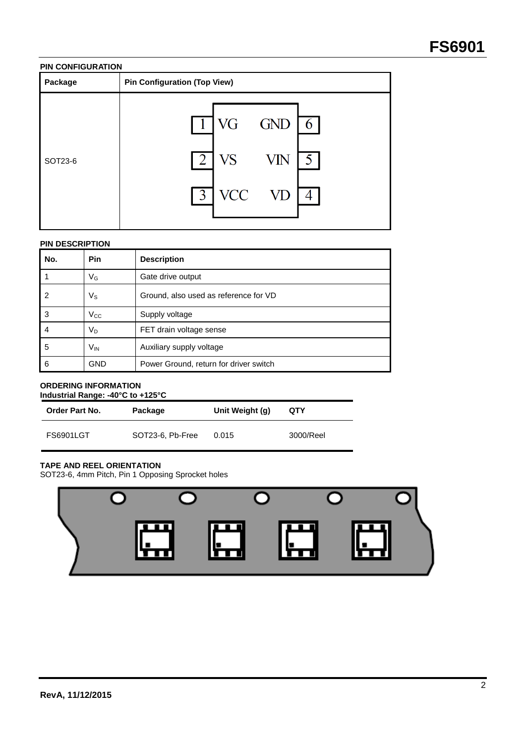### PIN CONFIGURATION

| Package | Pin Configuration (Top View) |
|---|---|
| SOT23-6 | 1 VG, 2 VS, 3 VCC, 4 VD, 5 VIN, 6 GND |

### PIN DESCRIPTION

| No. | Pin | Description |
|---|---|---|
| 1 | $V_G$ | Gate drive output |
| 2 | $V_S$ | Ground, also used as reference for VD |
| 3 | $V_{CC}$ | Supply voltage |
| 4 | $V_D$ | FET drain voltage sense |
| 5 | $V_{IN}$ | Auxiliary supply voltage |
| 6 | GND | Power Ground, return for driver switch |

### ORDERING INFORMATION

**Industrial Range: -40°C to +125°C**

| Order Part No. | Package | Unit Weight (g) | QTY |
|---|---|---|---|
| FS6901LGT | SOT23-6, Pb-Free | 0.015 | 3000/Reel |

### TAPE AND REEL ORIENTATION

SOT23-6, 4mm Pitch, Pin 1 Opposing Sprocket holes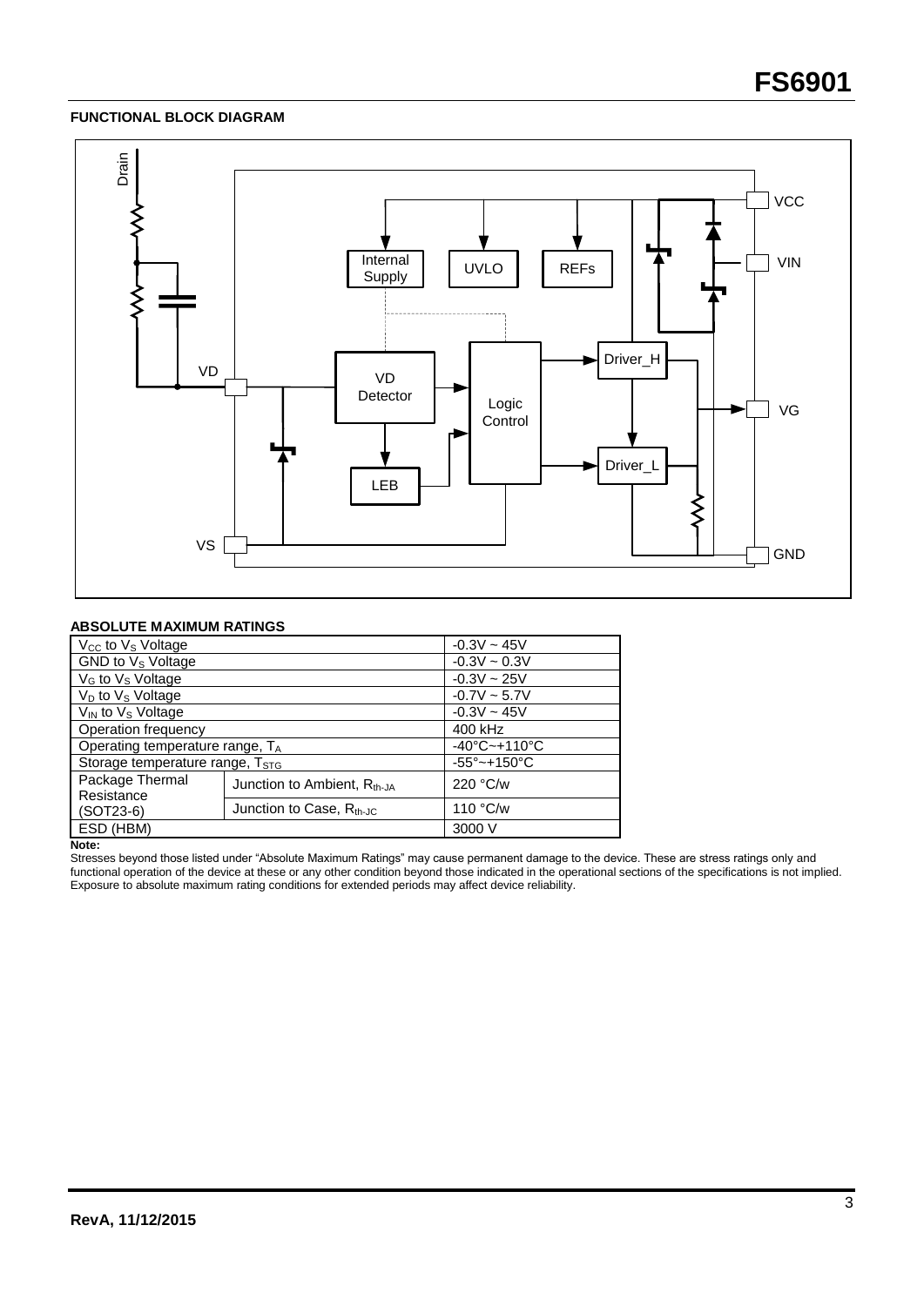## FUNCTIONAL BLOCK DIAGRAM

## ABSOLUTE MAXIMUM RATINGS

| Parameter | | Rating |
|---|---|---|
| $V_{CC}$ to $V_S$ Voltage | | -0.3V ~ 45V |
| GND to $V_S$ Voltage | | -0.3V ~ 0.3V |
| $V_G$ to $V_S$ Voltage | | -0.3V ~ 25V |
| $V_D$ to $V_S$ Voltage | | -0.7V ~ 5.7V |
| $V_{IN}$ to $V_S$ Voltage | | -0.3V ~ 45V |
| Operation frequency | | 400 kHz |
| Operating temperature range, $T_A$ | | -40°C~+110°C |
| Storage temperature range, $T_{STG}$ | | -55°~+150°C |
| Package Thermal Resistance (SOT23-6) | Junction to Ambient, $R_{th\text{-}JA}$ | 220 °C/w |
| | Junction to Case, $R_{th\text{-}JC}$ | 110 °C/w |
| ESD (HBM) | | 3000 V |

**Note:**
Stresses beyond those listed under "Absolute Maximum Ratings" may cause permanent damage to the device. These are stress ratings only and functional operation of the device at these or any other condition beyond those indicated in the operational sections of the specifications is not implied. Exposure to absolute maximum rating conditions for extended periods may affect device reliability.

**RevA, 11/12/2015**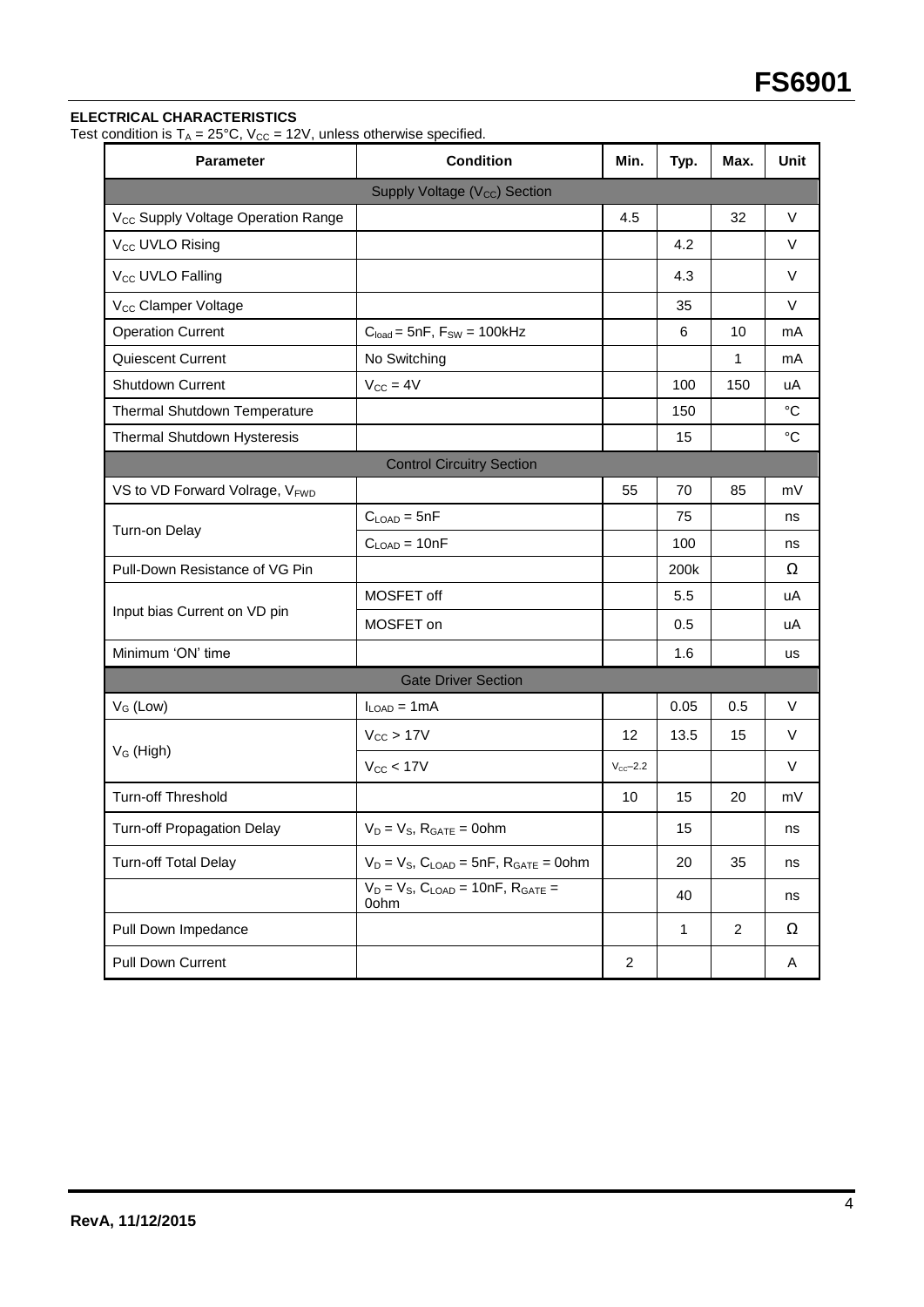## ELECTRICAL CHARACTERISTICS

Test condition is $T_A$ = 25°C, $V_{CC}$ = 12V, unless otherwise specified.

| Parameter | Condition | Min. | Typ. | Max. | Unit |
|---|---|---|---|---|---|
| **Supply Voltage ($V_{CC}$) Section** | | | | | |
| $V_{CC}$ Supply Voltage Operation Range | | 4.5 | | 32 | V |
| $V_{CC}$ UVLO Rising | | | 4.2 | | V |
| $V_{CC}$ UVLO Falling | | | 4.3 | | V |
| $V_{CC}$ Clamper Voltage | | | 35 | | V |
| Operation Current | $C_{load}$ = 5nF, $F_{SW}$ = 100kHz | | 6 | 10 | mA |
| Quiescent Current | No Switching | | | 1 | mA |
| Shutdown Current | $V_{CC}$ = 4V | | 100 | 150 | uA |
| Thermal Shutdown Temperature | | | 150 | | °C |
| Thermal Shutdown Hysteresis | | | 15 | | °C |
| **Control Circuitry Section** | | | | | |
| VS to VD Forward Volrage, $V_{FWD}$ | | 55 | 70 | 85 | mV |
| Turn-on Delay | $C_{LOAD}$ = 5nF | | 75 | | ns |
| | $C_{LOAD}$ = 10nF | | 100 | | ns |
| Pull-Down Resistance of VG Pin | | | 200k | | Ω |
| Input bias Current on VD pin | MOSFET off | | 5.5 | | uA |
| | MOSFET on | | 0.5 | | uA |
| Minimum 'ON' time | | | 1.6 | | us |
| **Gate Driver Section** | | | | | |
| $V_G$ (Low) | $I_{LOAD}$ = 1mA | | 0.05 | 0.5 | V |
| $V_G$ (High) | $V_{CC}$ > 17V | 12 | 13.5 | 15 | V |
| | $V_{CC}$ < 17V | $V_{CC}$–2.2 | | | V |
| Turn-off Threshold | | 10 | 15 | 20 | mV |
| Turn-off Propagation Delay | $V_D = V_S$, $R_{GATE}$ = 0ohm | | 15 | | ns |
| Turn-off Total Delay | $V_D = V_S$, $C_{LOAD}$ = 5nF, $R_{GATE}$ = 0ohm | | 20 | 35 | ns |
| | $V_D = V_S$, $C_{LOAD}$ = 10nF, $R_{GATE}$ = 0ohm | | 40 | | ns |
| Pull Down Impedance | | | 1 | 2 | Ω |
| Pull Down Current | | 2 | | | A |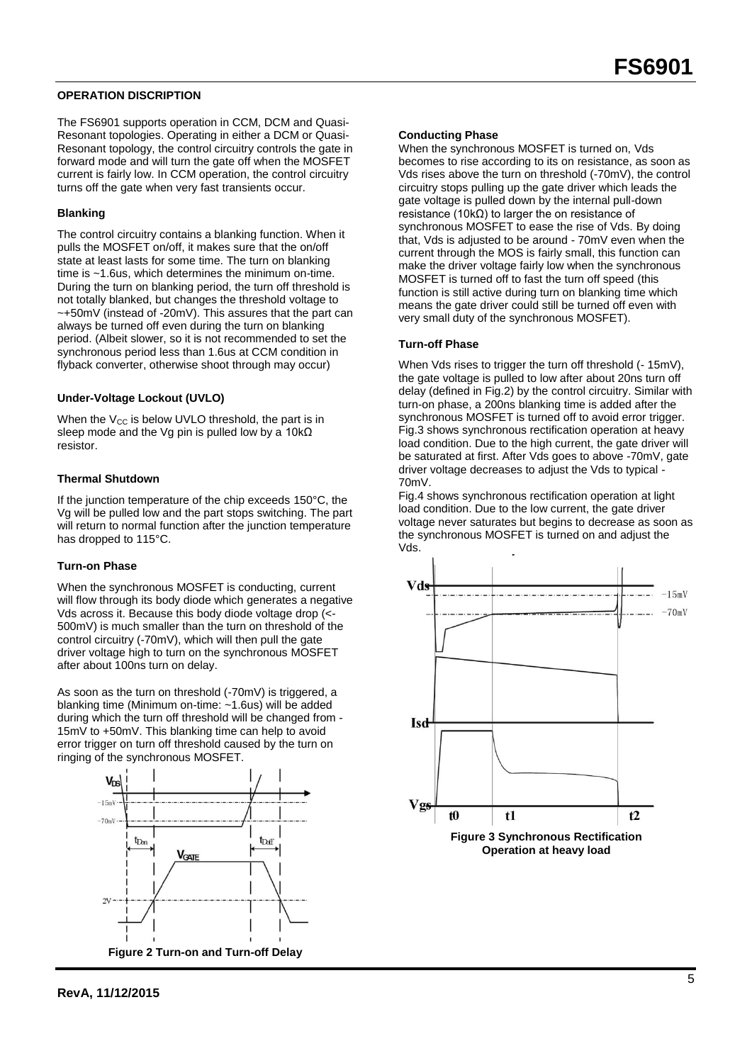## OPERATION DISCRIPTION

The FS6901 supports operation in CCM, DCM and Quasi-Resonant topologies. Operating in either a DCM or Quasi-Resonant topology, the control circuitry controls the gate in forward mode and will turn the gate off when the MOSFET current is fairly low. In CCM operation, the control circuitry turns off the gate when very fast transients occur.

### Blanking

The control circuitry contains a blanking function. When it pulls the MOSFET on/off, it makes sure that the on/off state at least lasts for some time. The turn on blanking time is ~1.6us, which determines the minimum on-time. During the turn on blanking period, the turn off threshold is not totally blanked, but changes the threshold voltage to ~+50mV (instead of -20mV). This assures that the part can always be turned off even during the turn on blanking period. (Albeit slower, so it is not recommended to set the synchronous period less than 1.6us at CCM condition in flyback converter, otherwise shoot through may occur)

### Under-Voltage Lockout (UVLO)

When the $V_{CC}$ is below UVLO threshold, the part is in sleep mode and the Vg pin is pulled low by a 10kΩ resistor.

### Thermal Shutdown

If the junction temperature of the chip exceeds 150°C, the Vg will be pulled low and the part stops switching. The part will return to normal function after the junction temperature has dropped to 115°C.

### Turn-on Phase

When the synchronous MOSFET is conducting, current will flow through its body diode which generates a negative Vds across it. Because this body diode voltage drop (<-500mV) is much smaller than the turn on threshold of the control circuitry (-70mV), which will then pull the gate driver voltage high to turn on the synchronous MOSFET after about 100ns turn on delay.

As soon as the turn on threshold (-70mV) is triggered, a blanking time (Minimum on-time: ~1.6us) will be added during which the turn off threshold will be changed from -15mV to +50mV. This blanking time can help to avoid error trigger on turn off threshold caused by the turn on ringing of the synchronous MOSFET.

**Figure 2 Turn-on and Turn-off Delay**

### Conducting Phase

When the synchronous MOSFET is turned on, Vds becomes to rise according to its on resistance, as soon as Vds rises above the turn on threshold (-70mV), the control circuitry stops pulling up the gate driver which leads the gate voltage is pulled down by the internal pull-down resistance (10kΩ) to larger the on resistance of synchronous MOSFET to ease the rise of Vds. By doing that, Vds is adjusted to be around - 70mV even when the current through the MOS is fairly small, this function can make the driver voltage fairly low when the synchronous MOSFET is turned off to fast the turn off speed (this function is still active during turn on blanking time which means the gate driver could still be turned off even with very small duty of the synchronous MOSFET).

### Turn-off Phase

When Vds rises to trigger the turn off threshold (- 15mV), the gate voltage is pulled to low after about 20ns turn off delay (defined in Fig.2) by the control circuitry. Similar with turn-on phase, a 200ns blanking time is added after the synchronous MOSFET is turned off to avoid error trigger. Fig.3 shows synchronous rectification operation at heavy load condition. Due to the high current, the gate driver will be saturated at first. After Vds goes to above -70mV, gate driver voltage decreases to adjust the Vds to typical -70mV.

Fig.4 shows synchronous rectification operation at light load condition. Due to the low current, the gate driver voltage never saturates but begins to decrease as soon as the synchronous MOSFET is turned on and adjust the Vds.

**Figure 3 Synchronous Rectification Operation at heavy load**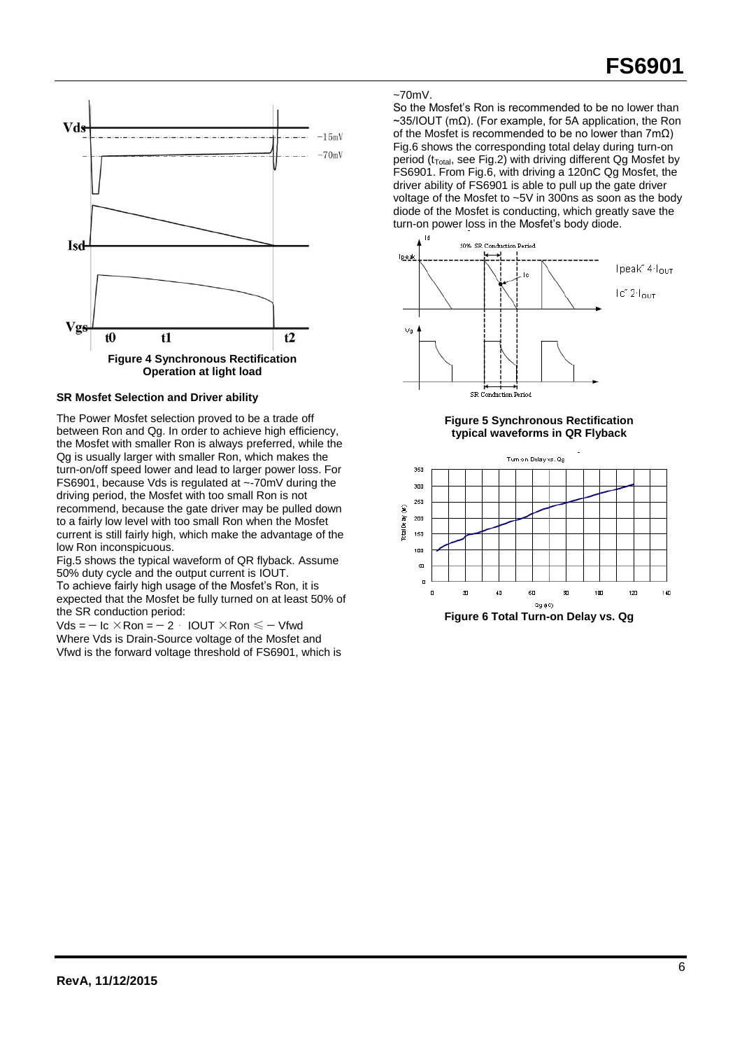**Figure 4 Synchronous Rectification Operation at light load**

### SR Mosfet Selection and Driver ability

The Power Mosfet selection proved to be a trade off between Ron and Qg. In order to achieve high efficiency, the Mosfet with smaller Ron is always preferred, while the Qg is usually larger with smaller Ron, which makes the turn-on/off speed lower and lead to larger power loss. For FS6901, because Vds is regulated at ~-70mV during the driving period, the Mosfet with too small Ron is not recommend, because the gate driver may be pulled down to a fairly low level with too small Ron when the Mosfet current is still fairly high, which make the advantage of the low Ron inconspicuous.

Fig.5 shows the typical waveform of QR flyback. Assume 50% duty cycle and the output current is IOUT.

To achieve fairly high usage of the Mosfet's Ron, it is expected that the Mosfet be fully turned on at least 50% of the SR conduction period:

$$V_{ds} = -I_c \times R_{on} = -2 \cdot I_{OUT} \times R_{on} \leqslant -V_{fwd}$$

Where Vds is Drain-Source voltage of the Mosfet and Vfwd is the forward voltage threshold of FS6901, which is ~70mV.

So the Mosfet's Ron is recommended to be no lower than ~35/IOUT (mΩ). (For example, for 5A application, the Ron of the Mosfet is recommended to be no lower than 7mΩ) Fig.6 shows the corresponding total delay during turn-on period ($t_{Total}$, see Fig.2) with driving different Qg Mosfet by FS6901. From Fig.6, with driving a 120nC Qg Mosfet, the driver ability of FS6901 is able to pull up the gate driver voltage of the Mosfet to ~5V in 300ns as soon as the body diode of the Mosfet is conducting, which greatly save the turn-on power loss in the Mosfet's body diode.

**Figure 5 Synchronous Rectification typical waveforms in QR Flyback**

**Figure 6 Total Turn-on Delay vs. Qg**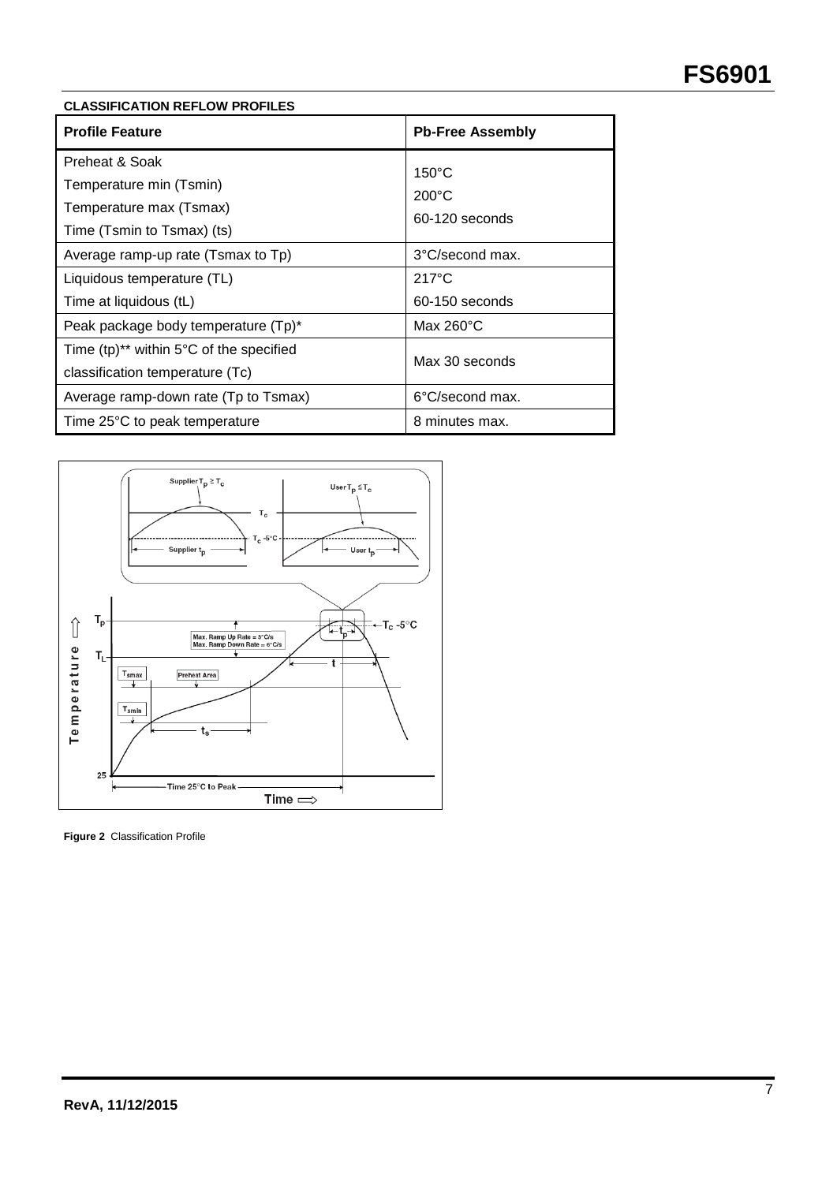**CLASSIFICATION REFLOW PROFILES**

| **Profile Feature** | **Pb-Free Assembly** |
|---|---|
| Preheat & Soak<br>Temperature min (Tsmin)<br>Temperature max (Tsmax)<br>Time (Tsmin to Tsmax) (ts) | 150°C<br>200°C<br>60-120 seconds |
| Average ramp-up rate (Tsmax to Tp) | 3°C/second max. |
| Liquidous temperature (TL)<br>Time at liquidous (tL) | 217°C<br>60-150 seconds |
| Peak package body temperature (Tp)* | Max 260°C |
| Time (tp)** within 5°C of the specified classification temperature (Tc) | Max 30 seconds |
| Average ramp-down rate (Tp to Tsmax) | 6°C/second max. |
| Time 25°C to peak temperature | 8 minutes max. |

**Figure 2** Classification Profile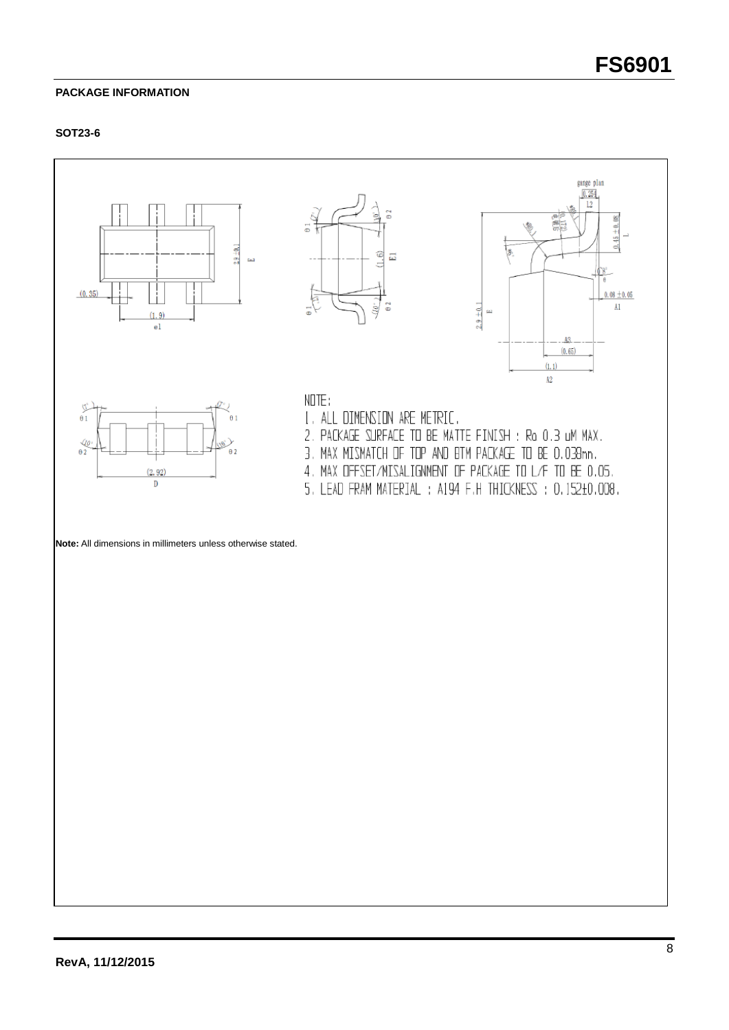## PACKAGE INFORMATION

### SOT23-6

(0.35)

(1.9)

e1

2.9±0.1

E

θ1

θ2

(1.6)

E1

gauge plan

0.254

L2

0.45±0.08

L

θ

0.08±0.05

A1

2.9±0.1

E

A3

(0.65)

(1.1)

A2

θ1

θ2

(2.92)

D

NOTE:

1. ALL DIMENSION ARE METRIC.
2. PACKAGE SURFACE TO BE MATTE FINISH : Ra 0.3 uM MAX.
3. MAX MISMATCH OF TOP AND BTM PACKAGE TO BE 0.038mm.
4. MAX OFFSET/MISALIGNMENT OF PACKAGE TO L/F TO BE 0.05.
5. LEAD FRAM MATERIAL : A194 F.H THICKNESS : 0.152±0.008.

**Note:** All dimensions in millimeters unless otherwise stated.